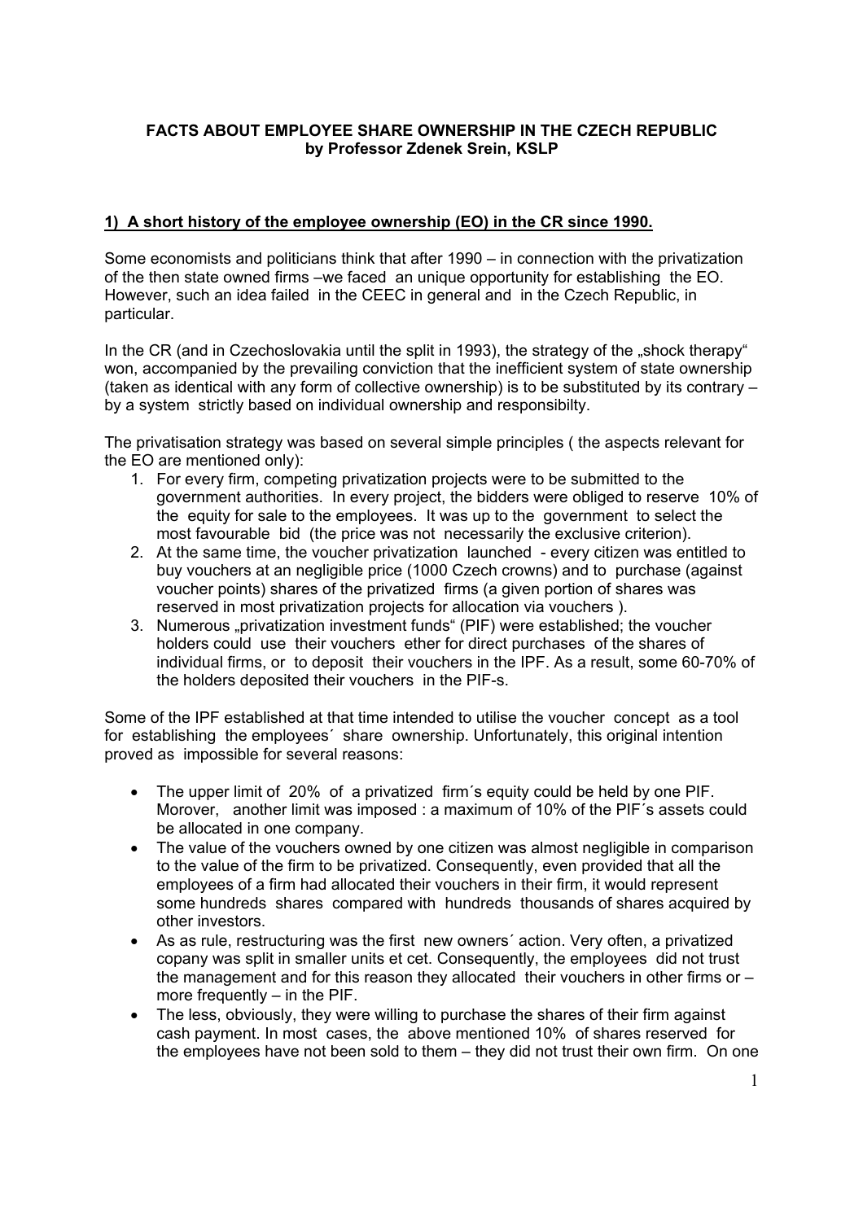**FACTS ABOUT EMPLOYEE SHARE OWNERSHIP IN THE CZECH REPUBLIC**
**by Professor Zdenek Srein, KSLP**

## 1) A short history of the employee ownership (EO) in the CR since 1990.

Some economists and politicians think that after 1990 – in connection with the privatization of the then state owned firms –we faced an unique opportunity for establishing the EO. However, such an idea failed in the CEEC in general and in the Czech Republic, in particular.

In the CR (and in Czechoslovakia until the split in 1993), the strategy of the „shock therapy" won, accompanied by the prevailing conviction that the inefficient system of state ownership (taken as identical with any form of collective ownership) is to be substituted by its contrary – by a system strictly based on individual ownership and responsibilty.

The privatisation strategy was based on several simple principles ( the aspects relevant for the EO are mentioned only):

1. For every firm, competing privatization projects were to be submitted to the government authorities. In every project, the bidders were obliged to reserve 10% of the equity for sale to the employees. It was up to the government to select the most favourable bid (the price was not necessarily the exclusive criterion).
2. At the same time, the voucher privatization launched - every citizen was entitled to buy vouchers at an negligible price (1000 Czech crowns) and to purchase (against voucher points) shares of the privatized firms (a given portion of shares was reserved in most privatization projects for allocation via vouchers ).
3. Numerous „privatization investment funds" (PIF) were established; the voucher holders could use their vouchers ether for direct purchases of the shares of individual firms, or to deposit their vouchers in the IPF. As a result, some 60-70% of the holders deposited their vouchers in the PIF-s.

Some of the IPF established at that time intended to utilise the voucher concept as a tool for establishing the employees´ share ownership. Unfortunately, this original intention proved as impossible for several reasons:

- The upper limit of 20% of a privatized firm´s equity could be held by one PIF. Morover, another limit was imposed : a maximum of 10% of the PIF´s assets could be allocated in one company.
- The value of the vouchers owned by one citizen was almost negligible in comparison to the value of the firm to be privatized. Consequently, even provided that all the employees of a firm had allocated their vouchers in their firm, it would represent some hundreds shares compared with hundreds thousands of shares acquired by other investors.
- As as rule, restructuring was the first new owners´ action. Very often, a privatized copany was split in smaller units et cet. Consequently, the employees did not trust the management and for this reason they allocated their vouchers in other firms or – more frequently – in the PIF.
- The less, obviously, they were willing to purchase the shares of their firm against cash payment. In most cases, the above mentioned 10% of shares reserved for the employees have not been sold to them – they did not trust their own firm. On one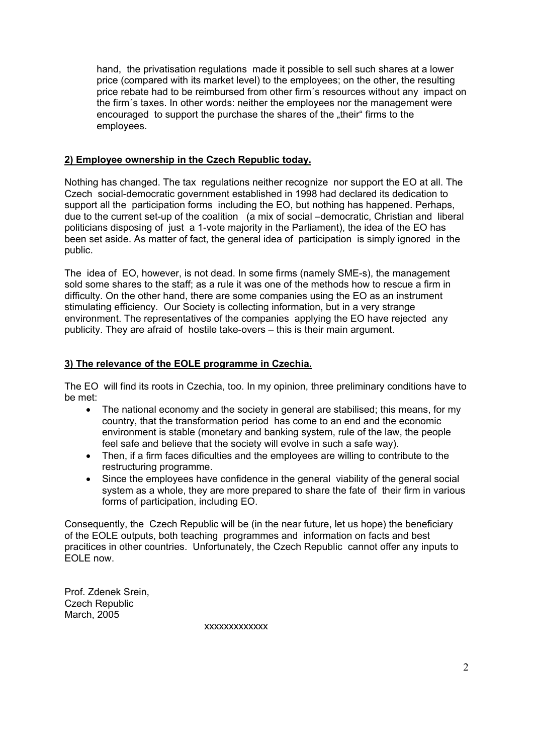hand, the privatisation regulations made it possible to sell such shares at a lower price (compared with its market level) to the employees; on the other, the resulting price rebate had to be reimbursed from other firm´s resources without any impact on the firm´s taxes. In other words: neither the employees nor the management were encouraged to support the purchase the shares of the „their" firms to the employees.

## 2) Employee ownership in the Czech Republic today.

Nothing has changed. The tax regulations neither recognize nor support the EO at all. The Czech social-democratic government established in 1998 had declared its dedication to support all the participation forms including the EO, but nothing has happened. Perhaps, due to the current set-up of the coalition (a mix of social –democratic, Christian and liberal politicians disposing of just a 1-vote majority in the Parliament), the idea of the EO has been set aside. As matter of fact, the general idea of participation is simply ignored in the public.

The idea of EO, however, is not dead. In some firms (namely SME-s), the management sold some shares to the staff; as a rule it was one of the methods how to rescue a firm in difficulty. On the other hand, there are some companies using the EO as an instrument stimulating efficiency. Our Society is collecting information, but in a very strange environment. The representatives of the companies applying the EO have rejected any publicity. They are afraid of hostile take-overs – this is their main argument.

## 3) The relevance of the EOLE programme in Czechia.

The EO will find its roots in Czechia, too. In my opinion, three preliminary conditions have to be met:

- The national economy and the society in general are stabilised; this means, for my country, that the transformation period has come to an end and the economic environment is stable (monetary and banking system, rule of the law, the people feel safe and believe that the society will evolve in such a safe way).
- Then, if a firm faces dificulties and the employees are willing to contribute to the restructuring programme.
- Since the employees have confidence in the general viability of the general social system as a whole, they are more prepared to share the fate of their firm in various forms of participation, including EO.

Consequently, the Czech Republic will be (in the near future, let us hope) the beneficiary of the EOLE outputs, both teaching programmes and information on facts and best pracitices in other countries. Unfortunately, the Czech Republic cannot offer any inputs to EOLE now.

Prof. Zdenek Srein,
Czech Republic
March, 2005

xxxxxxxxxxxxx